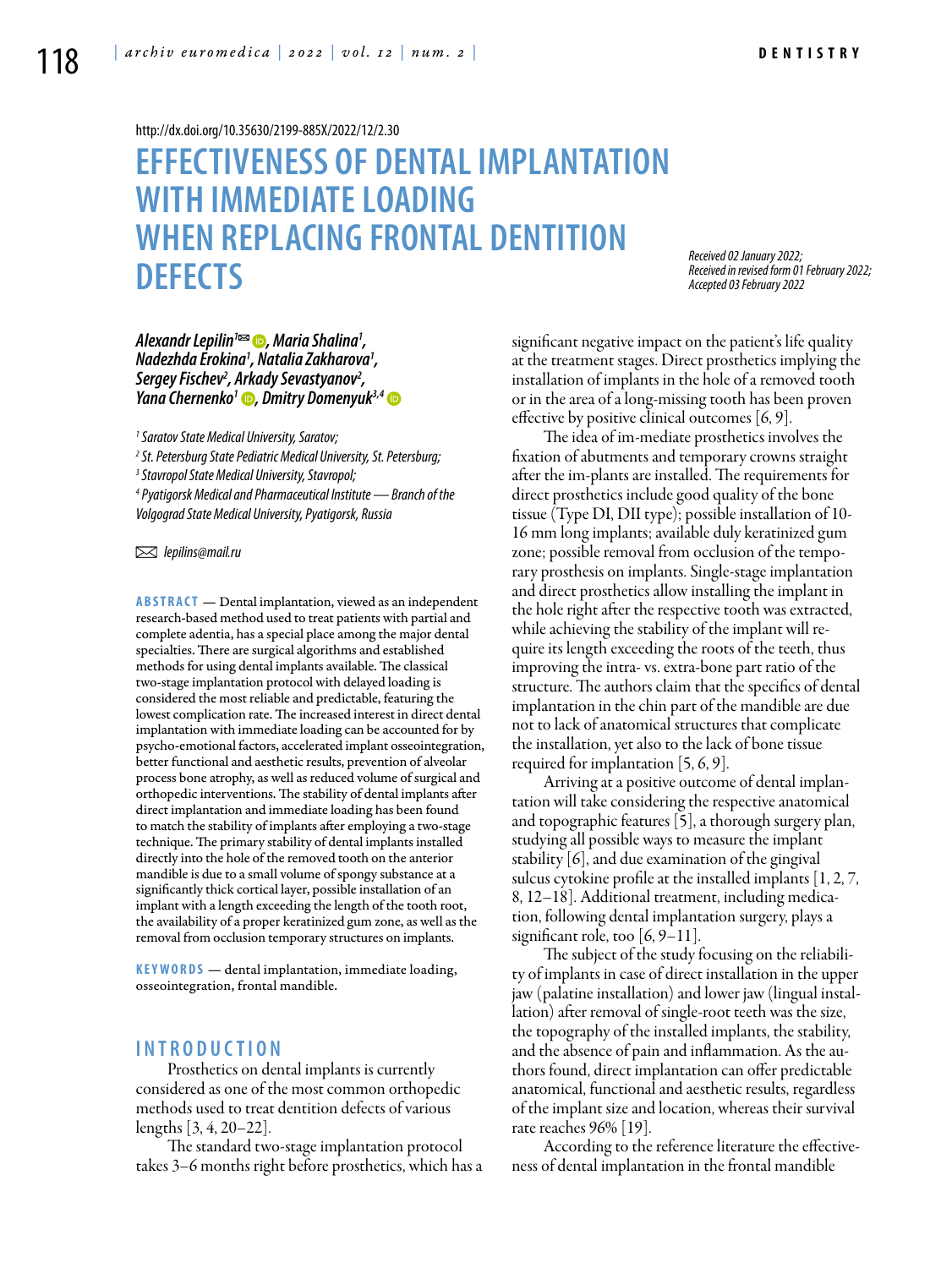http://dx.doi.org/10.35630/2199-885X/2022/12/2.30

# EFFECTIVENESS OF DENTAL IMPLANTATION WITH IMMEDIATE LOADING WHEN REPLACING FRONTAL DENTITION DEFECTS

*Received 02 January 2022; Received in revised form 01 February 2022; Accepted 03 February 2022*

***Alexandr Lepilin[1]✉, Maria Shalina[1], Nadezhda Erokina[1], Natalia Zakharova[1], Sergey Fischev[2], Arkady Sevastyanov[2], Yana Chernenko[1], Dmitry Domenyuk[3,4]***

*[1] Saratov State Medical University, Saratov;*
*[2] St. Petersburg State Pediatric Medical University, St. Petersburg;*
*[3] Stavropol State Medical University, Stavropol;*
*[4] Pyatigorsk Medical and Pharmaceutical Institute — Branch of the Volgograd State Medical University, Pyatigorsk, Russia*

✉ *lepilins@mail.ru*

**ABSTRACT** — Dental implantation, viewed as an independent research-based method used to treat patients with partial and complete adentia, has a special place among the major dental specialties. There are surgical algorithms and established methods for using dental implants available. The classical two-stage implantation protocol with delayed loading is considered the most reliable and predictable, featuring the lowest complication rate. The increased interest in direct dental implantation with immediate loading can be accounted for by psycho-emotional factors, accelerated implant osseointegration, better functional and aesthetic results, prevention of alveolar process bone atrophy, as well as reduced volume of surgical and orthopedic interventions. The stability of dental implants after direct implantation and immediate loading has been found to match the stability of implants after employing a two-stage technique. The primary stability of dental implants installed directly into the hole of the removed tooth on the anterior mandible is due to a small volume of spongy substance at a significantly thick cortical layer, possible installation of an implant with a length exceeding the length of the tooth root, the availability of a proper keratinized gum zone, as well as the removal from occlusion temporary structures on implants.

**KEYWORDS** — dental implantation, immediate loading, osseointegration, frontal mandible.

## INTRODUCTION

Prosthetics on dental implants is currently considered as one of the most common orthopedic methods used to treat dentition defects of various lengths [3, 4, 20–22].

The standard two-stage implantation protocol takes 3–6 months right before prosthetics, which has a significant negative impact on the patient's life quality at the treatment stages. Direct prosthetics implying the installation of implants in the hole of a removed tooth or in the area of a long-missing tooth has been proven effective by positive clinical outcomes [6, 9].

The idea of im-mediate prosthetics involves the fixation of abutments and temporary crowns straight after the im-plants are installed. The requirements for direct prosthetics include good quality of the bone tissue (Type DI, DII type); possible installation of 10-16 mm long implants; available duly keratinized gum zone; possible removal from occlusion of the temporary prosthesis on implants. Single-stage implantation and direct prosthetics allow installing the implant in the hole right after the respective tooth was extracted, while achieving the stability of the implant will require its length exceeding the roots of the teeth, thus improving the intra- vs. extra-bone part ratio of the structure. The authors claim that the specifics of dental implantation in the chin part of the mandible are due not to lack of anatomical structures that complicate the installation, yet also to the lack of bone tissue required for implantation [5, 6, 9].

Arriving at a positive outcome of dental implantation will take considering the respective anatomical and topographic features [5], a thorough surgery plan, studying all possible ways to measure the implant stability [6], and due examination of the gingival sulcus cytokine profile at the installed implants [1, 2, 7, 8, 12–18]. Additional treatment, including medication, following dental implantation surgery, plays a significant role, too [6, 9–11].

The subject of the study focusing on the reliability of implants in case of direct installation in the upper jaw (palatine installation) and lower jaw (lingual installation) after removal of single-root teeth was the size, the topography of the installed implants, the stability, and the absence of pain and inflammation. As the authors found, direct implantation can offer predictable anatomical, functional and aesthetic results, regardless of the implant size and location, whereas their survival rate reaches 96% [19].

According to the reference literature the effectiveness of dental implantation in the frontal mandible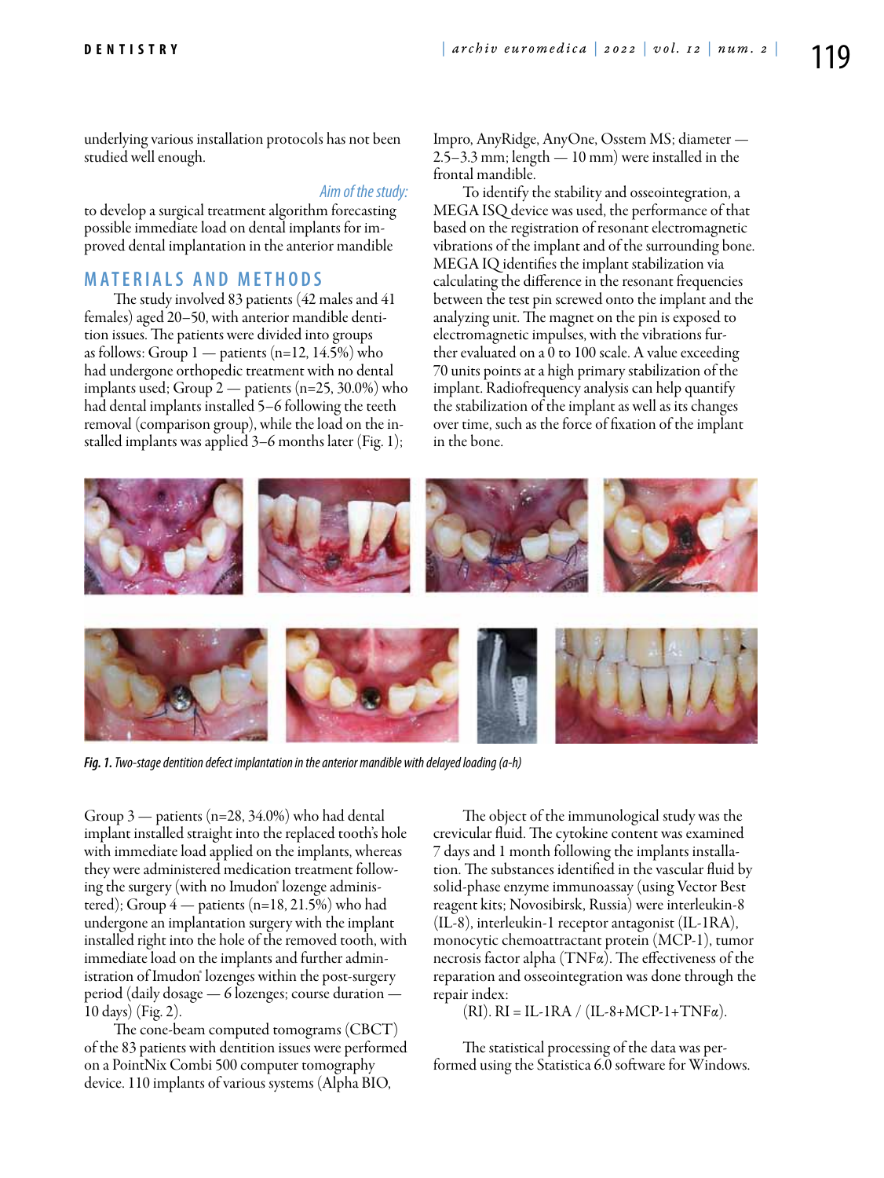underlying various installation protocols has not been studied well enough.

*Aim of the study:*
to develop a surgical treatment algorithm forecasting possible immediate load on dental implants for improved dental implantation in the anterior mandible

## MATERIALS AND METHODS

The study involved 83 patients (42 males and 41 females) aged 20–50, with anterior mandible dentition issues. The patients were divided into groups as follows: Group 1 — patients (n=12, 14.5%) who had undergone orthopedic treatment with no dental implants used; Group 2 — patients (n=25, 30.0%) who had dental implants installed 5–6 following the teeth removal (comparison group), while the load on the installed implants was applied 3–6 months later (Fig. 1); Group 3 — patients (n=28, 34.0%) who had dental implant installed straight into the replaced tooth's hole with immediate load applied on the implants, whereas they were administered medication treatment following the surgery (with no Imudon® lozenge administered); Group 4 — patients (n=18, 21.5%) who had undergone an implantation surgery with the implant installed right into the hole of the removed tooth, with immediate load on the implants and further administration of Imudon® lozenges within the post-surgery period (daily dosage — 6 lozenges; course duration — 10 days) (Fig. 2).

The cone-beam computed tomograms (CBCT) of the 83 patients with dentition issues were performed on a PointNix Combi 500 computer tomography device. 110 implants of various systems (Alpha BIO, Impro, AnyRidge, AnyOne, Osstem MS; diameter — 2.5–3.3 mm; length — 10 mm) were installed in the frontal mandible.

To identify the stability and osseointegration, a MEGA ISQ device was used, the performance of that based on the registration of resonant electromagnetic vibrations of the implant and of the surrounding bone. MEGA IQ identifies the implant stabilization via calculating the difference in the resonant frequencies between the test pin screwed onto the implant and the analyzing unit. The magnet on the pin is exposed to electromagnetic impulses, with the vibrations further evaluated on a 0 to 100 scale. A value exceeding 70 units points at a high primary stabilization of the implant. Radiofrequency analysis can help quantify the stabilization of the implant as well as its changes over time, such as the force of fixation of the implant in the bone.

***Fig. 1.*** *Two-stage dentition defect implantation in the anterior mandible with delayed loading (a-h)*

The object of the immunological study was the crevicular fluid. The cytokine content was examined 7 days and 1 month following the implants installation. The substances identified in the vascular fluid by solid-phase enzyme immunoassay (using Vector Best reagent kits; Novosibirsk, Russia) were interleukin-8 (IL-8), interleukin-1 receptor antagonist (IL-1RA), monocytic chemoattractant protein (MCP-1), tumor necrosis factor alpha (TNFα). The effectiveness of the reparation and osseointegration was done through the repair index:

(RI). RI = IL-1RA / (IL-8+MCP-1+TNFα).

The statistical processing of the data was performed using the Statistica 6.0 software for Windows.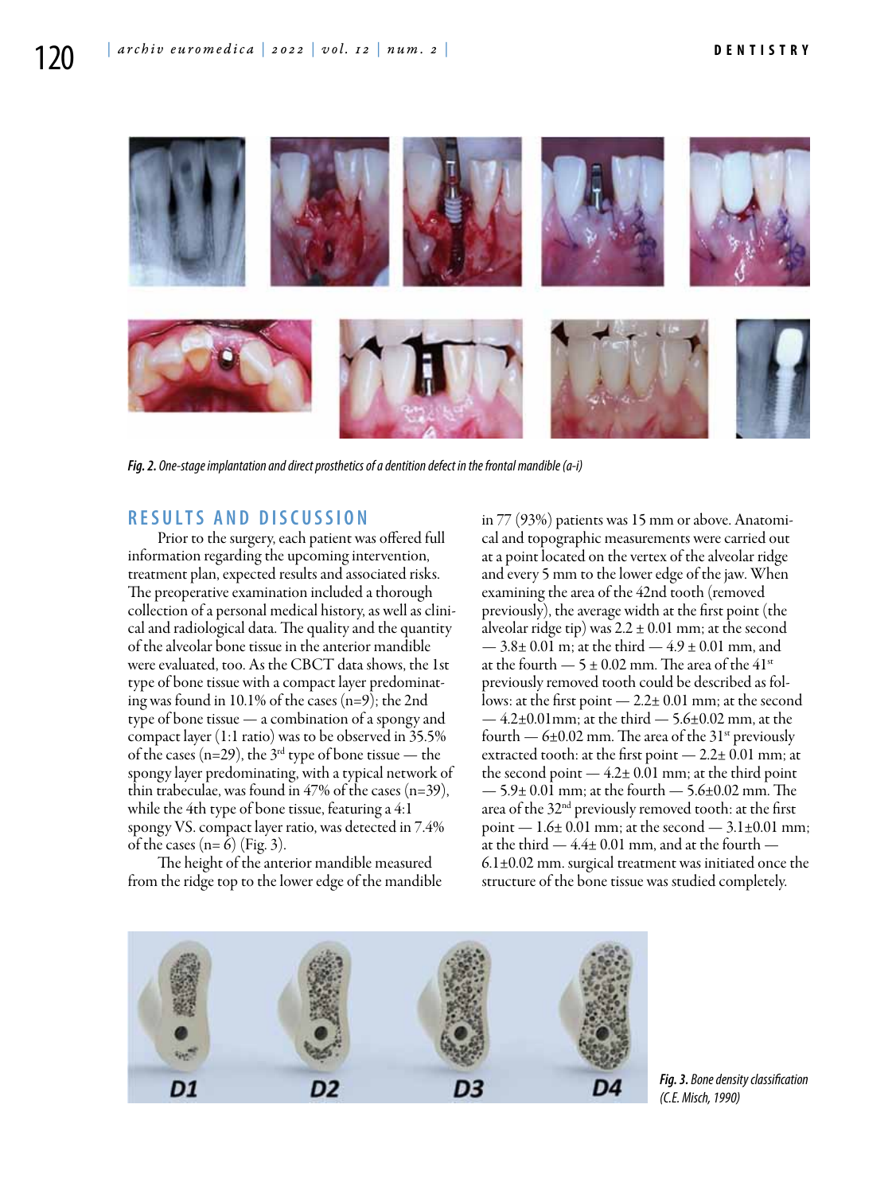*Fig. 2. One-stage implantation and direct prosthetics of a dentition defect in the frontal mandible (a-i)*

## RESULTS AND DISCUSSION

Prior to the surgery, each patient was offered full information regarding the upcoming intervention, treatment plan, expected results and associated risks. The preoperative examination included a thorough collection of a personal medical history, as well as clinical and radiological data. The quality and the quantity of the alveolar bone tissue in the anterior mandible were evaluated, too. As the CBCT data shows, the 1st type of bone tissue with a compact layer predominating was found in 10.1% of the cases (n=9); the 2nd type of bone tissue — a combination of a spongy and compact layer (1:1 ratio) was to be observed in 35.5% of the cases (n=29), the 3rd type of bone tissue — the spongy layer predominating, with a typical network of thin trabeculae, was found in 47% of the cases (n=39), while the 4th type of bone tissue, featuring a 4:1 spongy VS. compact layer ratio, was detected in 7.4% of the cases (n= 6) (Fig. 3).

The height of the anterior mandible measured from the ridge top to the lower edge of the mandible in 77 (93%) patients was 15 mm or above. Anatomical and topographic measurements were carried out at a point located on the vertex of the alveolar ridge and every 5 mm to the lower edge of the jaw. When examining the area of the 42nd tooth (removed previously), the average width at the first point (the alveolar ridge tip) was 2.2 ± 0.01 mm; at the second — 3.8± 0.01 m; at the third — 4.9 ± 0.01 mm, and at the fourth — 5 ± 0.02 mm. The area of the 41st previously removed tooth could be described as follows: at the first point — 2.2± 0.01 mm; at the second — 4.2±0.01mm; at the third — 5.6±0.02 mm, at the fourth — 6±0.02 mm. The area of the 31st previously extracted tooth: at the first point — 2.2± 0.01 mm; at the second point — 4.2± 0.01 mm; at the third point — 5.9± 0.01 mm; at the fourth — 5.6±0.02 mm. The area of the 32nd previously removed tooth: at the first point — 1.6± 0.01 mm; at the second — 3.1±0.01 mm; at the third — 4.4± 0.01 mm, and at the fourth — 6.1±0.02 mm. surgical treatment was initiated once the structure of the bone tissue was studied completely.

*Fig. 3. Bone density classification (C.E. Misch, 1990)*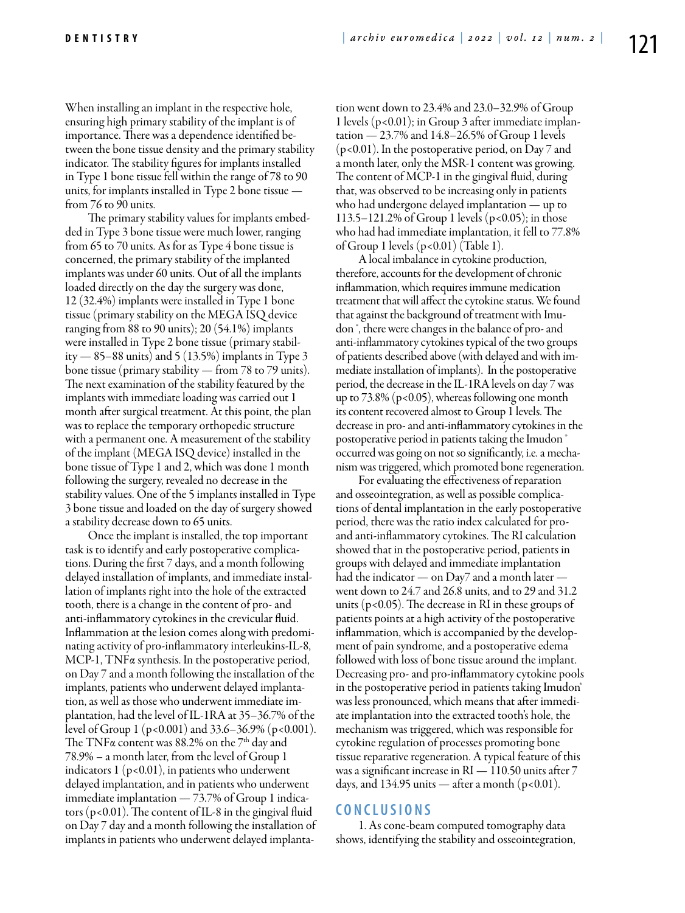When installing an implant in the respective hole, ensuring high primary stability of the implant is of importance. There was a dependence identified between the bone tissue density and the primary stability indicator. The stability figures for implants installed in Type 1 bone tissue fell within the range of 78 to 90 units, for implants installed in Type 2 bone tissue — from 76 to 90 units.

The primary stability values for implants embedded in Type 3 bone tissue were much lower, ranging from 65 to 70 units. As for as Type 4 bone tissue is concerned, the primary stability of the implanted implants was under 60 units. Out of all the implants loaded directly on the day the surgery was done, 12 (32.4%) implants were installed in Type 1 bone tissue (primary stability on the MEGA ISQ device ranging from 88 to 90 units); 20 (54.1%) implants were installed in Type 2 bone tissue (primary stability — 85–88 units) and 5 (13.5%) implants in Type 3 bone tissue (primary stability — from 78 to 79 units). The next examination of the stability featured by the implants with immediate loading was carried out 1 month after surgical treatment. At this point, the plan was to replace the temporary orthopedic structure with a permanent one. A measurement of the stability of the implant (MEGA ISQ device) installed in the bone tissue of Type 1 and 2, which was done 1 month following the surgery, revealed no decrease in the stability values. One of the 5 implants installed in Type 3 bone tissue and loaded on the day of surgery showed a stability decrease down to 65 units.

Once the implant is installed, the top important task is to identify and early postoperative complications. During the first 7 days, and a month following delayed installation of implants, and immediate installation of implants right into the hole of the extracted tooth, there is a change in the content of pro- and anti-inflammatory cytokines in the crevicular fluid. Inflammation at the lesion comes along with predominating activity of pro-inflammatory interleukins-IL-8, MCP-1, TNFα synthesis. In the postoperative period, on Day 7 and a month following the installation of the implants, patients who underwent delayed implantation, as well as those who underwent immediate implantation, had the level of IL-1RA at 35–36.7% of the level of Group 1 ($p<0.001$) and 33.6–36.9% ($p<0.001$). The TNFα content was 88.2% on the 7[th] day and 78.9% – a month later, from the level of Group 1 indicators 1 ($p<0.01$), in patients who underwent delayed implantation, and in patients who underwent immediate implantation — 73.7% of Group 1 indicators ($p<0.01$). The content of IL-8 in the gingival fluid on Day 7 day and a month following the installation of implants in patients who underwent delayed implantation went down to 23.4% and 23.0–32.9% of Group 1 levels ($p<0.01$); in Group 3 after immediate implantation — 23.7% and 14.8–26.5% of Group 1 levels ($p<0.01$). In the postoperative period, on Day 7 and a month later, only the MSR-1 content was growing. The content of MCP-1 in the gingival fluid, during that, was observed to be increasing only in patients who had undergone delayed implantation — up to 113.5–121.2% of Group 1 levels ($p<0.05$); in those who had had immediate implantation, it fell to 77.8% of Group 1 levels ($p<0.01$) (Table 1).

A local imbalance in cytokine production, therefore, accounts for the development of chronic inflammation, which requires immune medication treatment that will affect the cytokine status. We found that against the background of treatment with Imudon®, there were changes in the balance of pro- and anti-inflammatory cytokines typical of the two groups of patients described above (with delayed and with immediate installation of implants). In the postoperative period, the decrease in the IL-1RA levels on day 7 was up to 73.8% ($p<0.05$), whereas following one month its content recovered almost to Group 1 levels. The decrease in pro- and anti-inflammatory cytokines in the postoperative period in patients taking the Imudon® occurred was going on not so significantly, i.e. a mechanism was triggered, which promoted bone regeneration.

For evaluating the effectiveness of reparation and osseointegration, as well as possible complications of dental implantation in the early postoperative period, there was the ratio index calculated for pro- and anti-inflammatory cytokines. The RI calculation showed that in the postoperative period, patients in groups with delayed and immediate implantation had the indicator — on Day7 and a month later — went down to 24.7 and 26.8 units, and to 29 and 31.2 units ($p<0.05$). The decrease in RI in these groups of patients points at a high activity of the postoperative inflammation, which is accompanied by the development of pain syndrome, and a postoperative edema followed with loss of bone tissue around the implant. Decreasing pro- and pro-inflammatory cytokine pools in the postoperative period in patients taking Imudon® was less pronounced, which means that after immediate implantation into the extracted tooth's hole, the mechanism was triggered, which was responsible for cytokine regulation of processes promoting bone tissue reparative regeneration. A typical feature of this was a significant increase in RI — 110.50 units after 7 days, and 134.95 units — after a month ($p<0.01$).

## CONCLUSIONS

1. As cone-beam computed tomography data shows, identifying the stability and osseointegration,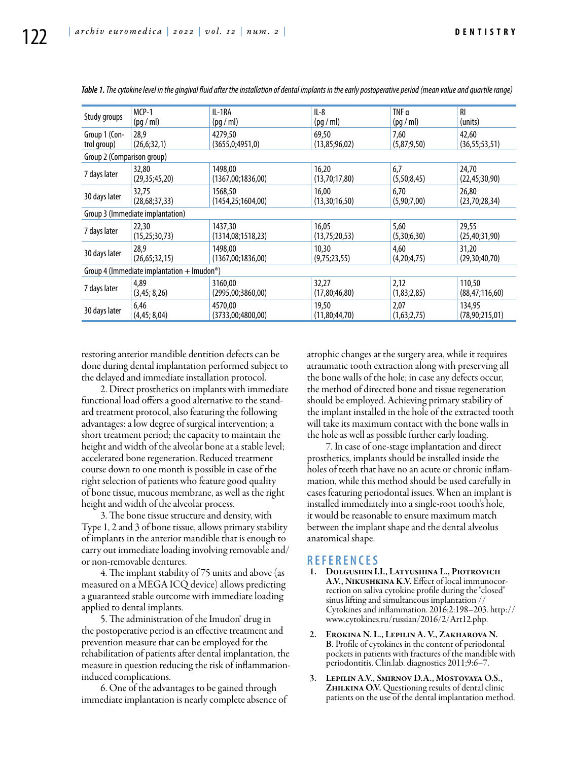*Table 1. The cytokine level in the gingival fluid after the installation of dental implants in the early postoperative period (mean value and quartile range)*

| Study groups | MCP-1 (pg / ml) | IL-1RA (pg / ml) | IL-8 (pg / ml) | TNF α (pg / ml) | RI (units) |
|---|---|---|---|---|---|
| Group 1 (Control group) | 28,9 (26,6;32,1) | 4279,50 (3655,0;4951,0) | 69,50 (13,85;96,02) | 7,60 (5,87;9,50) | 42,60 (36,55;53,51) |
| Group 2 (Comparison group) | | | | | |
| 7 days later | 32,80 (29,35;45,20) | 1498,00 (1367,00;1836,00) | 16,20 (13,70;17,80) | 6,7 (5,50;8,45) | 24,70 (22,45;30,90) |
| 30 days later | 32,75 (28,68;37,33) | 1568,50 (1454,25;1604,00) | 16,00 (13,30;16,50) | 6,70 (5,90;7,00) | 26,80 (23,70;28,34) |
| Group 3 (Immediate implantation) | | | | | |
| 7 days later | 22,30 (15,25;30,73) | 1437,30 (1314,08;1518,23) | 16,05 (13,75;20,53) | 5,60 (5,30;6,30) | 29,55 (25,40;31,90) |
| 30 days later | 28,9 (26,65;32,15) | 1498,00 (1367,00;1836,00) | 10,30 (9,75;23,55) | 4,60 (4,20;4,75) | 31,20 (29,30;40,70) |
| Group 4 (Immediate implantation + Imudon®) | | | | | |
| 7 days later | 4,89 (3,45; 8,26) | 3160,00 (2995,00;3860,00) | 32,27 (17,80;46,80) | 2,12 (1,83;2,85) | 110,50 (88,47;116,60) |
| 30 days later | 6,46 (4,45; 8,04) | 4570,00 (3733,00;4800,00) | 19,50 (11,80;44,70) | 2,07 (1,63;2,75) | 134,95 (78,90;215,01) |

restoring anterior mandible dentition defects can be done during dental implantation performed subject to the delayed and immediate installation protocol.

2. Direct prosthetics on implants with immediate functional load offers a good alternative to the standard treatment protocol, also featuring the following advantages: a low degree of surgical intervention; a short treatment period; the capacity to maintain the height and width of the alveolar bone at a stable level; accelerated bone regeneration. Reduced treatment course down to one month is possible in case of the right selection of patients who feature good quality of bone tissue, mucous membrane, as well as the right height and width of the alveolar process.

3. The bone tissue structure and density, with Type 1, 2 and 3 of bone tissue, allows primary stability of implants in the anterior mandible that is enough to carry out immediate loading involving removable and/or non-removable dentures.

4. The implant stability of 75 units and above (as measured on a MEGA ICQ device) allows predicting a guaranteed stable outcome with immediate loading applied to dental implants.

5. The administration of the Imudon® drug in the postoperative period is an effective treatment and prevention measure that can be employed for the rehabilitation of patients after dental implantation, the measure in question reducing the risk of inflammation-induced complications.

6. One of the advantages to be gained through immediate implantation is nearly complete absence of atrophic changes at the surgery area, while it requires atraumatic tooth extraction along with preserving all the bone walls of the hole; in case any defects occur, the method of directed bone and tissue regeneration should be employed. Achieving primary stability of the implant installed in the hole of the extracted tooth will take its maximum contact with the bone walls in the hole as well as possible further early loading.

7. In case of one-stage implantation and direct prosthetics, implants should be installed inside the holes of teeth that have no an acute or chronic inflammation, while this method should be used carefully in cases featuring periodontal issues. When an implant is installed immediately into a single-root tooth's hole, it would be reasonable to ensure maximum match between the implant shape and the dental alveolus anatomical shape.

## REFERENCES

1. **Dolgushin I.I., Latyushina L., Piotrovich A.V., Nikushkina K.V.** Effect of local immunocorrection on saliva cytokine profile during the "closed" sinus lifting and simultaneous implantation // Cytokines and inflammation. 2016;2:198–203. http://www.cytokines.ru/russian/2016/2/Art12.php.
2. **Erokina N. L., Lepilin A. V., Zakharova N. B.** Profile of cytokines in the content of periodontal pockets in patients with fractures of the mandible with periodontitis. Clin.lab. diagnostics 2011;9:6–7.
3. **Lepilin A.V., Smirnov D.A., Mostovaya O.S., Zhilkina O.V.** Questioning results of dental clinic patients on the use of the dental implantation method.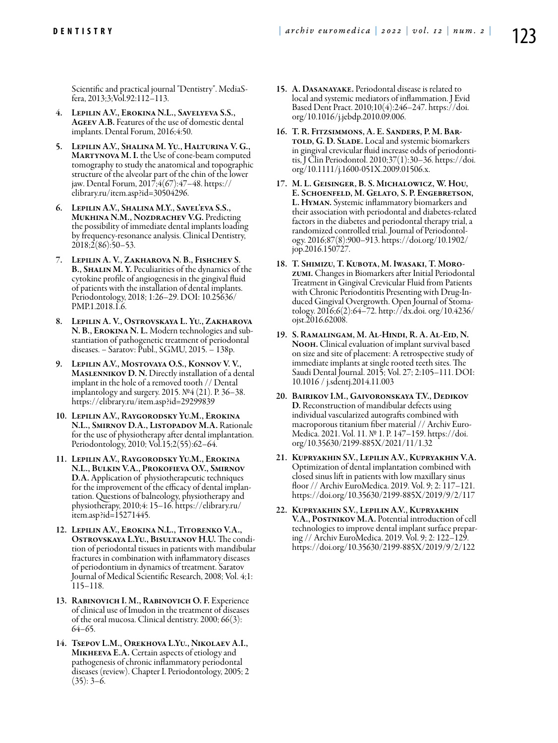Scientific and practical journal "Dentistry". MediaSfera, 2013;3;Vol.92:112–113.

4. **Lepilin A.V., Erokina N.L., Savelyeva S.S., Ageev A.B.** Features of the use of domestic dental implants. Dental Forum, 2016;4:50.
5. **Lepilin A.V., Shalina M. Yu., Halturina V. G., Martynova M. I.** the Use of cone-beam computed tomography to study the anatomical and topographic structure of the alveolar part of the chin of the lower jaw. Dental Forum, 2017;4(67):47–48. https://elibrary.ru/item.asp?id=30504296.
6. **Lepilin A.V., Shalina M.Y., Savel'eva S.S., Mukhina N.M., Nozdrachev V.G.** Predicting the possibility of immediate dental implants loading by frequency-resonance analysis. Clinical Dentistry, 2018;2(86):50–53.
7. **Lepilin A. V., Zakharova N. B., Fishchev S. B., Shalin M. Y.** Peculiarities of the dynamics of the cytokine profile of angiogenesis in the gingival fluid of patients with the installation of dental implants. Periodontology, 2018; 1:26–29. DOI: 10.25636/PMP.1.2018.1.6.
8. **Lepilin A. V., Ostrovskaya L. Yu., Zakharova N. B., Erokina N. L.** Modern technologies and substantiation of pathogenetic treatment of periodontal diseases. – Saratov: Publ., SGMU, 2015. – 138p.
9. **Lepilin A.V., Mostovaya O.S., Konnov V. V., Maslennikov D. N.** Directly installation of a dental implant in the hole of a removed tooth // Dental implantology and surgery. 2015. №4 (21). P. 36–38. https://elibrary.ru/item.asp?id=29299839
10. **Lepilin A.V., Raygorodsky Yu.M., Erokina N.L., Smirnov D.A., Listopadov M.A.** Rationale for the use of physiotherapy after dental implantation. Periodontology, 2010; Vol.15;2(55):62–64.
11. **Lepilin A.V., Raygorodsky Yu.M., Erokina N.L., Bulkin V.A., Prokofieva O.V., Smirnov D.A.** Application of physiotherapeutic techniques for the improvement of the efficacy of dental implantation. Questions of balneology, physiotherapy and physiotherapy, 2010;4: 15–16. https://elibrary.ru/item.asp?id=15271445.
12. **Lepilin A.V., Erokina N.L., Titorenko V.A., Ostrovskaya L.Yu., Bisultanov H.U.** The condition of periodontal tissues in patients with mandibular fractures in combination with inflammatory diseases of periodontium in dynamics of treatment. Saratov Journal of Medical Scientific Research, 2008; Vol. 4;1: 115–118.
13. **Rabinovich I. M., Rabinovich O. F.** Experience of clinical use of Imudon in the treatment of diseases of the oral mucosa. Clinical dentistry. 2000; 66(3): 64–65.
14. **Tsepov L.M., Orekhova L.Yu., Nikolaev A.I., Mikheeva E.A.** Certain aspects of etiology and pathogenesis of chronic inflammatory periodontal diseases (review). Chapter I. Periodontology, 2005; 2 (35): 3–6.
15. **A. Dasanayake.** Periodontal disease is related to local and systemic mediators of inflammation. J Evid Based Dent Pract. 2010;10(4):246–247. https://doi.org/10.1016/j.jebdp.2010.09.006.
16. **T. R. Fitzsimmons, A. E. Sanders, P. M. Bartold, G. D. Slade.** Local and systemic biomarkers in gingival crevicular fluid increase odds of periodontitis, J Clin Periodontol. 2010;37(1):30–36. https://doi.org/10.1111/j.1600-051X.2009.01506.x.
17. **M. L. Geisinger, B. S. Michalowicz, W. Hou, E. Schoenfeld, M. Gelato, S. P. Engebretson, L. Hyman.** Systemic inflammatory biomarkers and their association with periodontal and diabetes-related factors in the diabetes and periodontal therapy trial, a randomized controlled trial. Journal of Periodontology. 2016;87(8):900–913. https://doi.org/10.1902/jop.2016.150727.
18. **T. Shimizu, T. Kubota, M. Iwasaki, T. Morozumi.** Changes in Biomarkers after Initial Periodontal Treatment in Gingival Crevicular Fluid from Patients with Chronic Periodontitis Presenting with Drug-Induced Gingival Overgrowth. Open Journal of Stomatology. 2016;6(2):64–72. http://dx.doi. org/10.4236/ojst.2016.62008.
19. **S. Ramalingam, M. Al-Hindi, R. A. Al-Eid, N. Nooh.** Clinical evaluation of implant survival based on size and site of placement: A retrospective study of immediate implants at single rooted teeth sites. The Saudi Dental Journal. 2015; Vol. 27; 2:105–111. DOI: 10.1016 / j.sdentj.2014.11.003
20. **Bairikov I.M., Gaivoronskaya T.V., Dedikov D.** Reconstruction of mandibular defects using individual vascularized autografts combined with macroporous titanium fiber material // Archiv EuroMedica. 2021. Vol. 11. № 1. P. 147–159. https://doi.org/10.35630/2199-885X/2021/11/1.32
21. **Kupryakhin S.V., Lepilin A.V., Kupryakhin V.A.** Optimization of dental implantation combined with closed sinus lift in patients with low maxillary sinus floor // Archiv EuroMedica. 2019. Vol. 9; 2: 117–121. https://doi.org/10.35630/2199-885X/2019/9/2/117
22. **Kupryakhin S.V., Lepilin A.V., Kupryakhin V.A., Postnikov M.A.** Potential introduction of cell technologies to improve dental implant surface preparing // Archiv EuroMedica. 2019. Vol. 9; 2: 122–129. https://doi.org/10.35630/2199-885X/2019/9/2/122